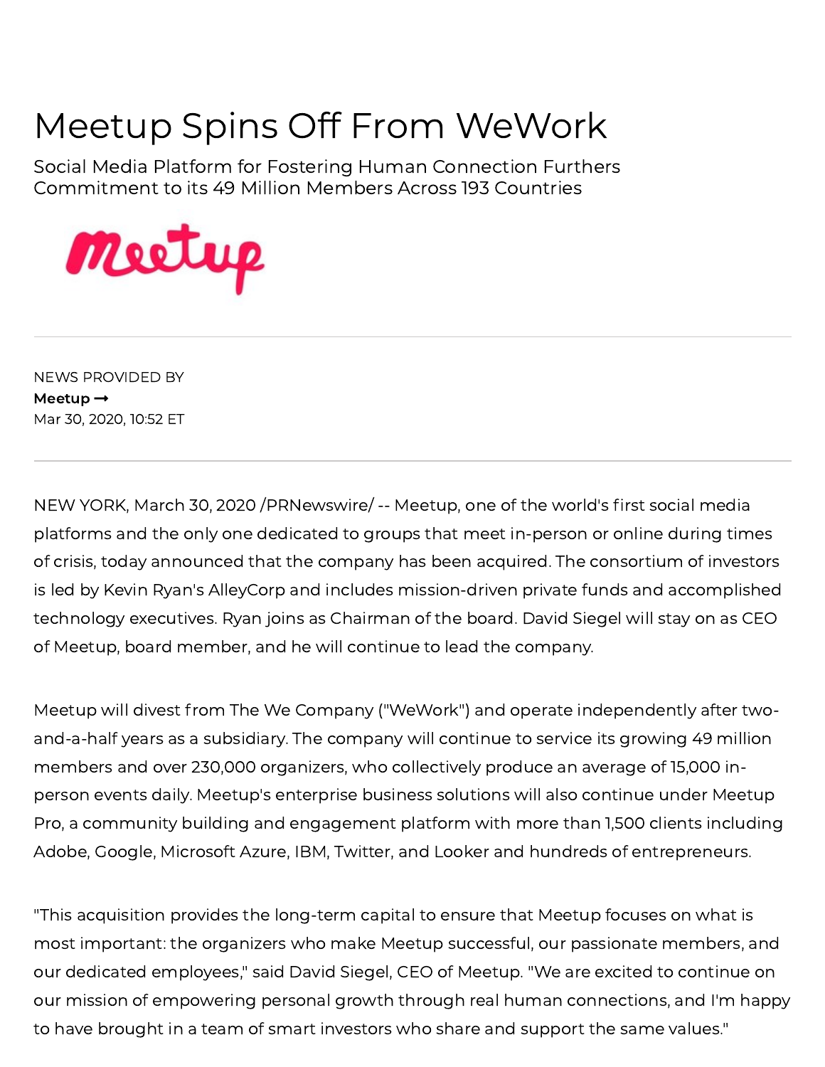# Meetup Spins Off From WeWork

## Social Media Platform for Fostering Human Connection Furthers Commitment to its 49 Million Members Across 193 Countries

NEWS PROVIDED BY

**Meetup →**

Mar 30, 2020, 10:52 ET

NEW YORK, March 30, 2020 /PRNewswire/ -- Meetup, one of the world's first social media platforms and the only one dedicated to groups that meet in-person or online during times of crisis, today announced that the company has been acquired. The consortium of investors is led by Kevin Ryan's AlleyCorp and includes mission-driven private funds and accomplished technology executives. Ryan joins as Chairman of the board. David Siegel will stay on as CEO of Meetup, board member, and he will continue to lead the company.

Meetup will divest from The We Company ("WeWork") and operate independently after two-and-a-half years as a subsidiary. The company will continue to service its growing 49 million members and over 230,000 organizers, who collectively produce an average of 15,000 in-person events daily. Meetup's enterprise business solutions will also continue under Meetup Pro, a community building and engagement platform with more than 1,500 clients including Adobe, Google, Microsoft Azure, IBM, Twitter, and Looker and hundreds of entrepreneurs.

"This acquisition provides the long-term capital to ensure that Meetup focuses on what is most important: the organizers who make Meetup successful, our passionate members, and our dedicated employees," said David Siegel, CEO of Meetup. "We are excited to continue on our mission of empowering personal growth through real human connections, and I'm happy to have brought in a team of smart investors who share and support the same values."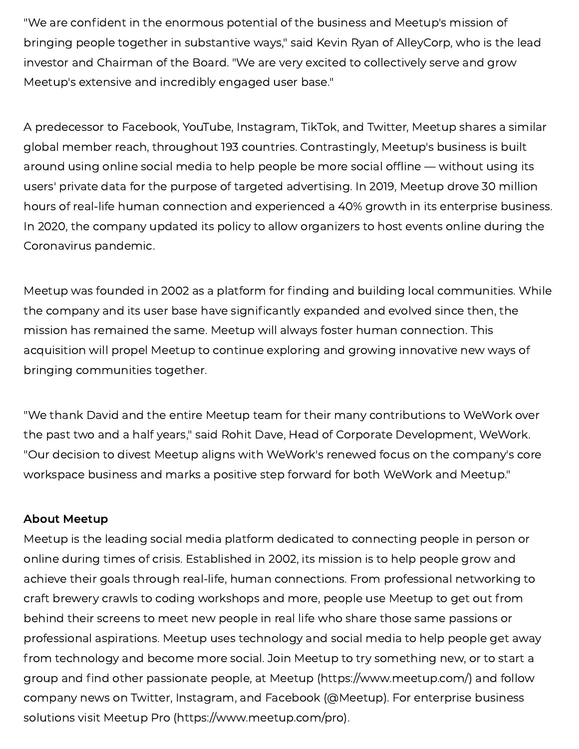"We are confident in the enormous potential of the business and Meetup's mission of bringing people together in substantive ways," said Kevin Ryan of AlleyCorp, who is the lead investor and Chairman of the Board. "We are very excited to collectively serve and grow Meetup's extensive and incredibly engaged user base."

A predecessor to Facebook, YouTube, Instagram, TikTok, and Twitter, Meetup shares a similar global member reach, throughout 193 countries. Contrastingly, Meetup's business is built around using online social media to help people be more social offline — without using its users' private data for the purpose of targeted advertising. In 2019, Meetup drove 30 million hours of real-life human connection and experienced a 40% growth in its enterprise business. In 2020, the company updated its policy to allow organizers to host events online during the Coronavirus pandemic.

Meetup was founded in 2002 as a platform for finding and building local communities. While the company and its user base have significantly expanded and evolved since then, the mission has remained the same. Meetup will always foster human connection. This acquisition will propel Meetup to continue exploring and growing innovative new ways of bringing communities together.

"We thank David and the entire Meetup team for their many contributions to WeWork over the past two and a half years," said Rohit Dave, Head of Corporate Development, WeWork. "Our decision to divest Meetup aligns with WeWork's renewed focus on the company's core workspace business and marks a positive step forward for both WeWork and Meetup."

**About Meetup**

Meetup is the leading social media platform dedicated to connecting people in person or online during times of crisis. Established in 2002, its mission is to help people grow and achieve their goals through real-life, human connections. From professional networking to craft brewery crawls to coding workshops and more, people use Meetup to get out from behind their screens to meet new people in real life who share those same passions or professional aspirations. Meetup uses technology and social media to help people get away from technology and become more social. Join Meetup to try something new, or to start a group and find other passionate people, at Meetup (https://www.meetup.com/) and follow company news on Twitter, Instagram, and Facebook (@Meetup). For enterprise business solutions visit Meetup Pro (https://www.meetup.com/pro).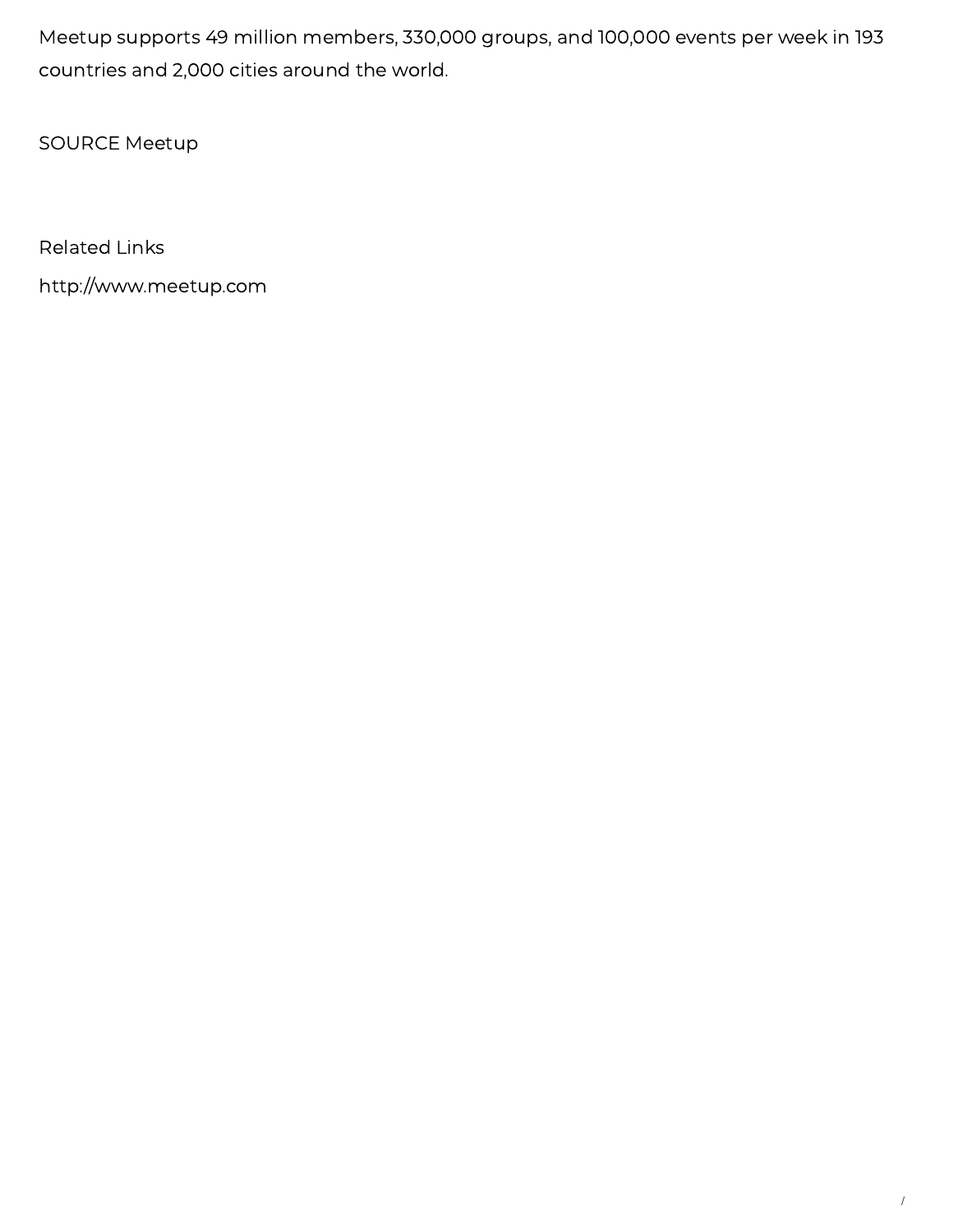Meetup supports 49 million members, 330,000 groups, and 100,000 events per week in 193 countries and 2,000 cities around the world.

SOURCE Meetup

Related Links

http://www.meetup.com